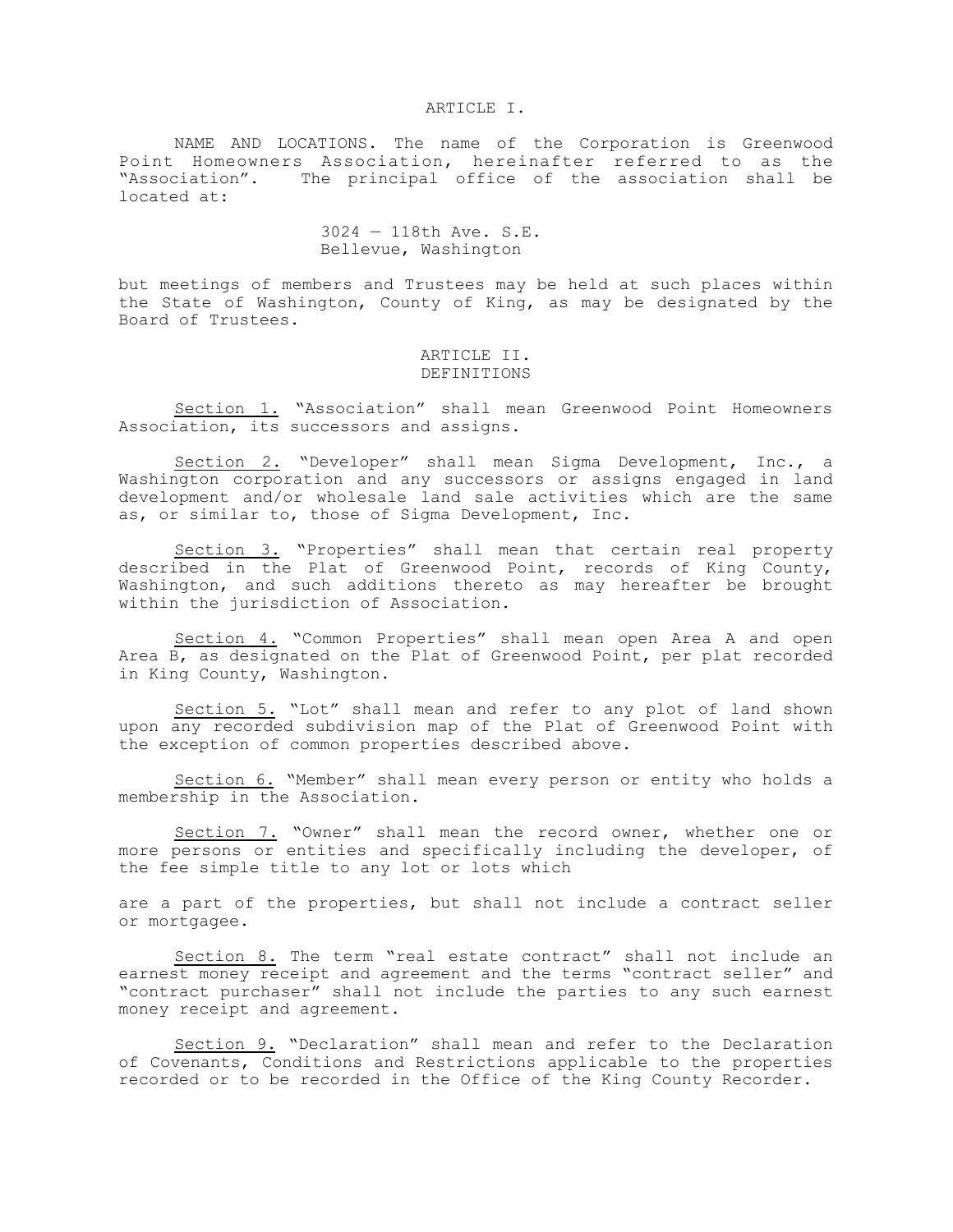## ARTICLE I.

NAME AND LOCATIONS. The name of the Corporation is Greenwood Point Homeowners Association, hereinafter referred to as the "Association". The principal office of the association shall be located at:

3024 — 118th Ave. S.E.
Bellevue, Washington

but meetings of members and Trustees may be held at such places within the State of Washington, County of King, as may be designated by the Board of Trustees.

## ARTICLE II.
## DEFINITIONS

Section 1. "Association" shall mean Greenwood Point Homeowners Association, its successors and assigns.

Section 2. "Developer" shall mean Sigma Development, Inc., a Washington corporation and any successors or assigns engaged in land development and/or wholesale land sale activities which are the same as, or similar to, those of Sigma Development, Inc.

Section 3. "Properties" shall mean that certain real property described in the Plat of Greenwood Point, records of King County, Washington, and such additions thereto as may hereafter be brought within the jurisdiction of Association.

Section 4. "Common Properties" shall mean open Area A and open Area B, as designated on the Plat of Greenwood Point, per plat recorded in King County, Washington.

Section 5. "Lot" shall mean and refer to any plot of land shown upon any recorded subdivision map of the Plat of Greenwood Point with the exception of common properties described above.

Section 6. "Member" shall mean every person or entity who holds a membership in the Association.

Section 7. "Owner" shall mean the record owner, whether one or more persons or entities and specifically including the developer, of the fee simple title to any lot or lots which are a part of the properties, but shall not include a contract seller or mortgagee.

Section 8. The term "real estate contract" shall not include an earnest money receipt and agreement and the terms "contract seller" and "contract purchaser" shall not include the parties to any such earnest money receipt and agreement.

Section 9. "Declaration" shall mean and refer to the Declaration of Covenants, Conditions and Restrictions applicable to the properties recorded or to be recorded in the Office of the King County Recorder.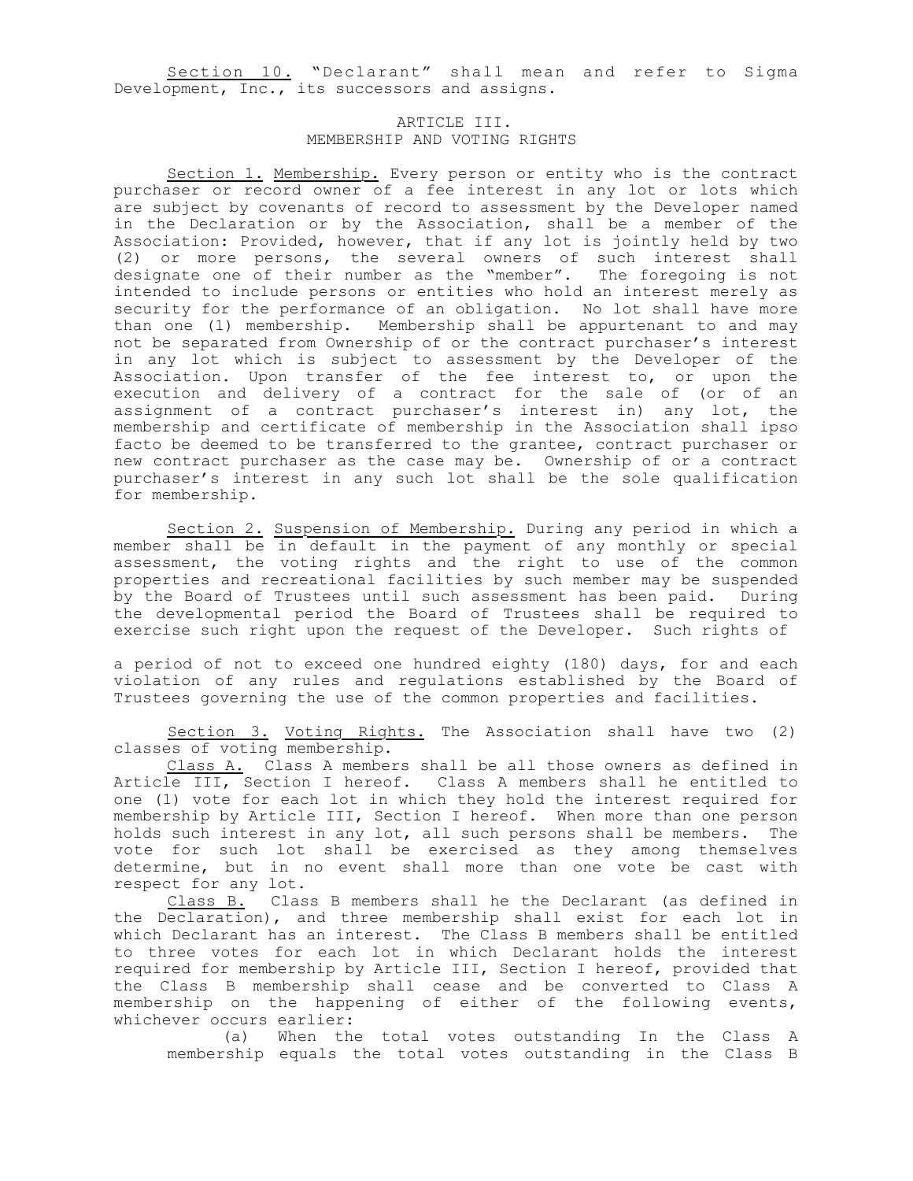Section 10. "Declarant" shall mean and refer to Sigma Development, Inc., its successors and assigns.

## ARTICLE III.
## MEMBERSHIP AND VOTING RIGHTS

Section 1. Membership. Every person or entity who is the contract purchaser or record owner of a fee interest in any lot or lots which are subject by covenants of record to assessment by the Developer named in the Declaration or by the Association, shall be a member of the Association: Provided, however, that if any lot is jointly held by two (2) or more persons, the several owners of such interest shall designate one of their number as the "member". The foregoing is not intended to include persons or entities who hold an interest merely as security for the performance of an obligation. No lot shall have more than one (1) membership. Membership shall be appurtenant to and may not be separated from Ownership of or the contract purchaser's interest in any lot which is subject to assessment by the Developer of the Association. Upon transfer of the fee interest to, or upon the execution and delivery of a contract for the sale of (or of an assignment of a contract purchaser's interest in) any lot, the membership and certificate of membership in the Association shall ipso facto be deemed to be transferred to the grantee, contract purchaser or new contract purchaser as the case may be. Ownership of or a contract purchaser's interest in any such lot shall be the sole qualification for membership.

Section 2. Suspension of Membership. During any period in which a member shall be in default in the payment of any monthly or special assessment, the voting rights and the right to use of the common properties and recreational facilities by such member may be suspended by the Board of Trustees until such assessment has been paid. During the developmental period the Board of Trustees shall be required to exercise such right upon the request of the Developer. Such rights of

a period of not to exceed one hundred eighty (180) days, for and each violation of any rules and regulations established by the Board of Trustees governing the use of the common properties and facilities.

Section 3. Voting Rights. The Association shall have two (2) classes of voting membership.

Class A. Class A members shall be all those owners as defined in Article III, Section I hereof. Class A members shall he entitled to one (1) vote for each lot in which they hold the interest required for membership by Article III, Section I hereof. When more than one person holds such interest in any lot, all such persons shall be members. The vote for such lot shall be exercised as they among themselves determine, but in no event shall more than one vote be cast with respect for any lot.

Class B. Class B members shall he the Declarant (as defined in the Declaration), and three membership shall exist for each lot in which Declarant has an interest. The Class B members shall be entitled to three votes for each lot in which Declarant holds the interest required for membership by Article III, Section I hereof, provided that the Class B membership shall cease and be converted to Class A membership on the happening of either of the following events, whichever occurs earlier:

(a) When the total votes outstanding In the Class A membership equals the total votes outstanding in the Class B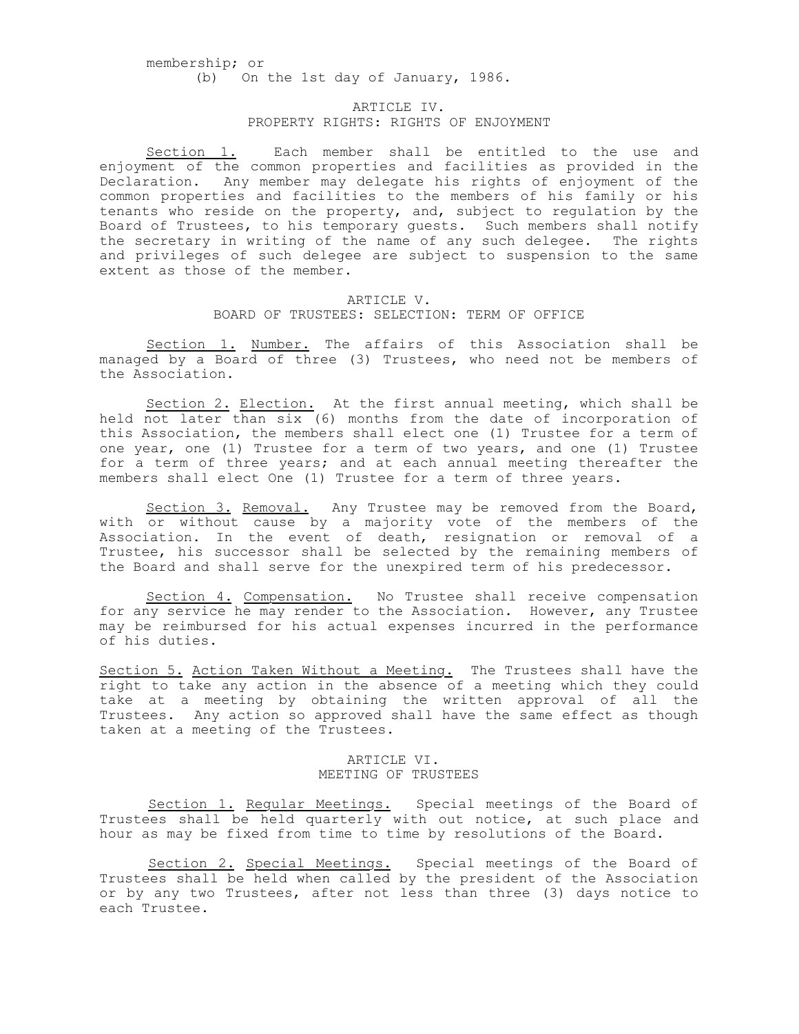membership; or

(b) On the 1st day of January, 1986.

## ARTICLE IV.
## PROPERTY RIGHTS: RIGHTS OF ENJOYMENT

Section 1. Each member shall be entitled to the use and enjoyment of the common properties and facilities as provided in the Declaration. Any member may delegate his rights of enjoyment of the common properties and facilities to the members of his family or his tenants who reside on the property, and, subject to regulation by the Board of Trustees, to his temporary guests. Such members shall notify the secretary in writing of the name of any such delegee. The rights and privileges of such delegee are subject to suspension to the same extent as those of the member.

## ARTICLE V.
## BOARD OF TRUSTEES: SELECTION: TERM OF OFFICE

Section 1. Number. The affairs of this Association shall be managed by a Board of three (3) Trustees, who need not be members of the Association.

Section 2. Election. At the first annual meeting, which shall be held not later than six (6) months from the date of incorporation of this Association, the members shall elect one (1) Trustee for a term of one year, one (1) Trustee for a term of two years, and one (1) Trustee for a term of three years; and at each annual meeting thereafter the members shall elect One (1) Trustee for a term of three years.

Section 3. Removal. Any Trustee may be removed from the Board, with or without cause by a majority vote of the members of the Association. In the event of death, resignation or removal of a Trustee, his successor shall be selected by the remaining members of the Board and shall serve for the unexpired term of his predecessor.

Section 4. Compensation. No Trustee shall receive compensation for any service he may render to the Association. However, any Trustee may be reimbursed for his actual expenses incurred in the performance of his duties.

Section 5. Action Taken Without a Meeting. The Trustees shall have the right to take any action in the absence of a meeting which they could take at a meeting by obtaining the written approval of all the Trustees. Any action so approved shall have the same effect as though taken at a meeting of the Trustees.

## ARTICLE VI.
## MEETING OF TRUSTEES

Section 1. Regular Meetings. Special meetings of the Board of Trustees shall be held quarterly with out notice, at such place and hour as may be fixed from time to time by resolutions of the Board.

Section 2. Special Meetings. Special meetings of the Board of Trustees shall be held when called by the president of the Association or by any two Trustees, after not less than three (3) days notice to each Trustee.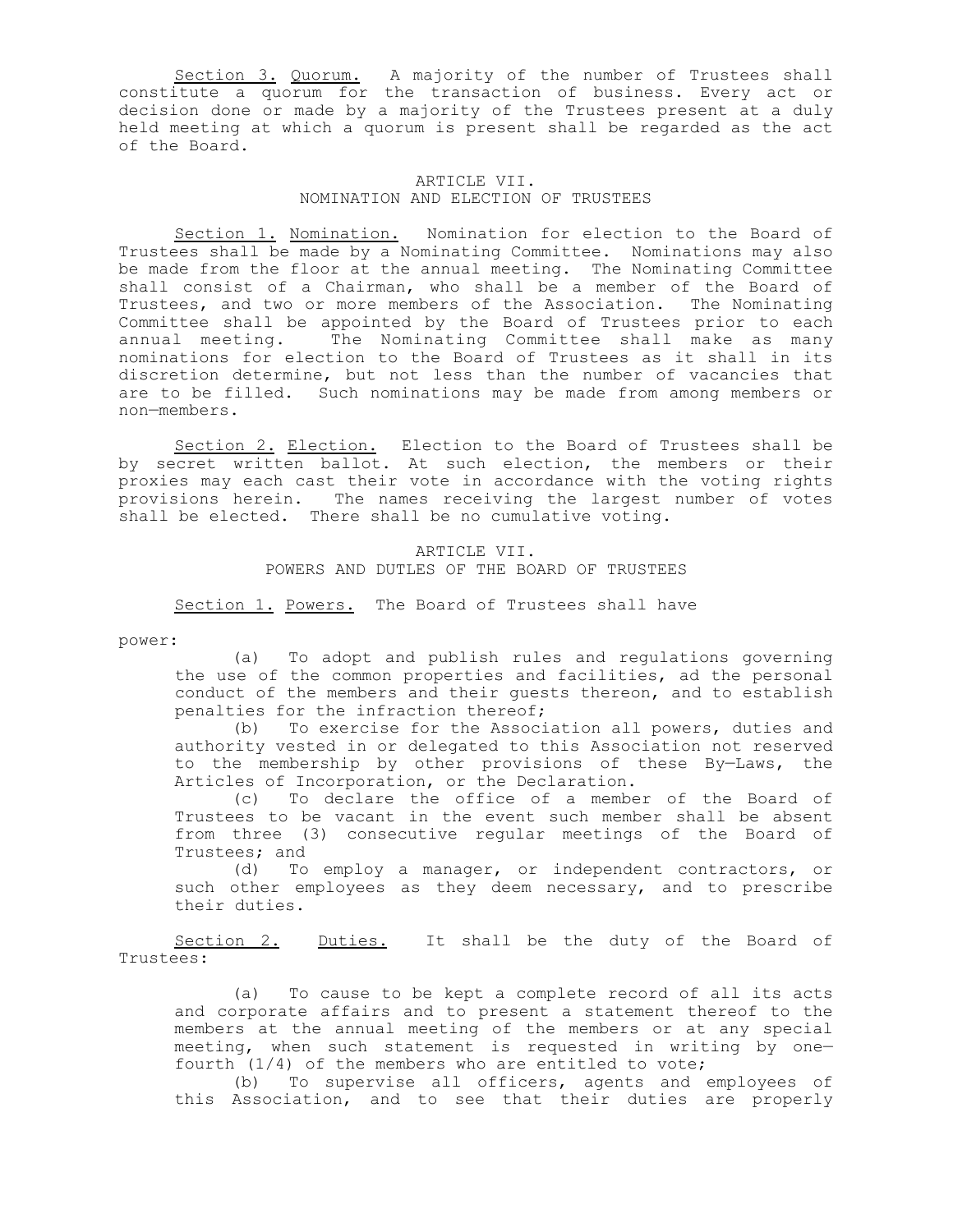Section 3. Quorum. A majority of the number of Trustees shall constitute a quorum for the transaction of business. Every act or decision done or made by a majority of the Trustees present at a duly held meeting at which a quorum is present shall be regarded as the act of the Board.

## ARTICLE VII.
## NOMINATION AND ELECTION OF TRUSTEES

Section 1. Nomination. Nomination for election to the Board of Trustees shall be made by a Nominating Committee. Nominations may also be made from the floor at the annual meeting. The Nominating Committee shall consist of a Chairman, who shall be a member of the Board of Trustees, and two or more members of the Association. The Nominating Committee shall be appointed by the Board of Trustees prior to each annual meeting. The Nominating Committee shall make as many nominations for election to the Board of Trustees as it shall in its discretion determine, but not less than the number of vacancies that are to be filled. Such nominations may be made from among members or non—members.

Section 2. Election. Election to the Board of Trustees shall be by secret written ballot. At such election, the members or their proxies may each cast their vote in accordance with the voting rights provisions herein. The names receiving the largest number of votes shall be elected. There shall be no cumulative voting.

## ARTICLE VII.
## POWERS AND DUTLES OF THE BOARD OF TRUSTEES

Section 1. Powers. The Board of Trustees shall have power:

(a) To adopt and publish rules and regulations governing the use of the common properties and facilities, ad the personal conduct of the members and their guests thereon, and to establish penalties for the infraction thereof;

(b) To exercise for the Association all powers, duties and authority vested in or delegated to this Association not reserved to the membership by other provisions of these By—Laws, the Articles of Incorporation, or the Declaration.

(c) To declare the office of a member of the Board of Trustees to be vacant in the event such member shall be absent from three (3) consecutive regular meetings of the Board of Trustees; and

(d) To employ a manager, or independent contractors, or such other employees as they deem necessary, and to prescribe their duties.

Section 2. Duties. It shall be the duty of the Board of Trustees:

(a) To cause to be kept a complete record of all its acts and corporate affairs and to present a statement thereof to the members at the annual meeting of the members or at any special meeting, when such statement is requested in writing by one—fourth (1/4) of the members who are entitled to vote;

(b) To supervise all officers, agents and employees of this Association, and to see that their duties are properly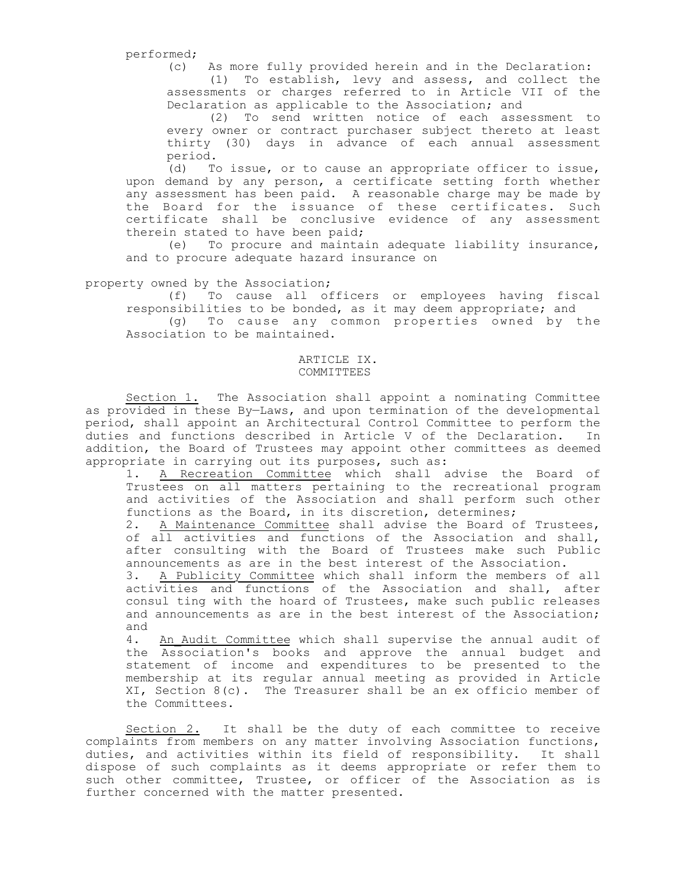performed;

(c) As more fully provided herein and in the Declaration:

(1) To establish, levy and assess, and collect the assessments or charges referred to in Article VII of the Declaration as applicable to the Association; and

(2) To send written notice of each assessment to every owner or contract purchaser subject thereto at least thirty (30) days in advance of each annual assessment period.

(d) To issue, or to cause an appropriate officer to issue, upon demand by any person, a certificate setting forth whether any assessment has been paid. A reasonable charge may be made by the Board for the issuance of these certificates. Such certificate shall be conclusive evidence of any assessment therein stated to have been paid;

(e) To procure and maintain adequate liability insurance, and to procure adequate hazard insurance on property owned by the Association;

(f) To cause all officers or employees having fiscal responsibilities to be bonded, as it may deem appropriate; and

(g) To cause any common properties owned by the Association to be maintained.

## ARTICLE IX.
## COMMITTEES

Section 1. The Association shall appoint a nominating Committee as provided in these By—Laws, and upon termination of the developmental period, shall appoint an Architectural Control Committee to perform the duties and functions described in Article V of the Declaration. In addition, the Board of Trustees may appoint other committees as deemed appropriate in carrying out its purposes, such as:

1. A Recreation Committee which shall advise the Board of Trustees on all matters pertaining to the recreational program and activities of the Association and shall perform such other functions as the Board, in its discretion, determines;
2. A Maintenance Committee shall advise the Board of Trustees, of all activities and functions of the Association and shall, after consulting with the Board of Trustees make such Public announcements as are in the best interest of the Association.
3. A Publicity Committee which shall inform the members of all activities and functions of the Association and shall, after consul ting with the hoard of Trustees, make such public releases and announcements as are in the best interest of the Association; and
4. An Audit Committee which shall supervise the annual audit of the Association's books and approve the annual budget and statement of income and expenditures to be presented to the membership at its regular annual meeting as provided in Article XI, Section 8(c). The Treasurer shall be an ex officio member of the Committees.

Section 2. It shall be the duty of each committee to receive complaints from members on any matter involving Association functions, duties, and activities within its field of responsibility. It shall dispose of such complaints as it deems appropriate or refer them to such other committee, Trustee, or officer of the Association as is further concerned with the matter presented.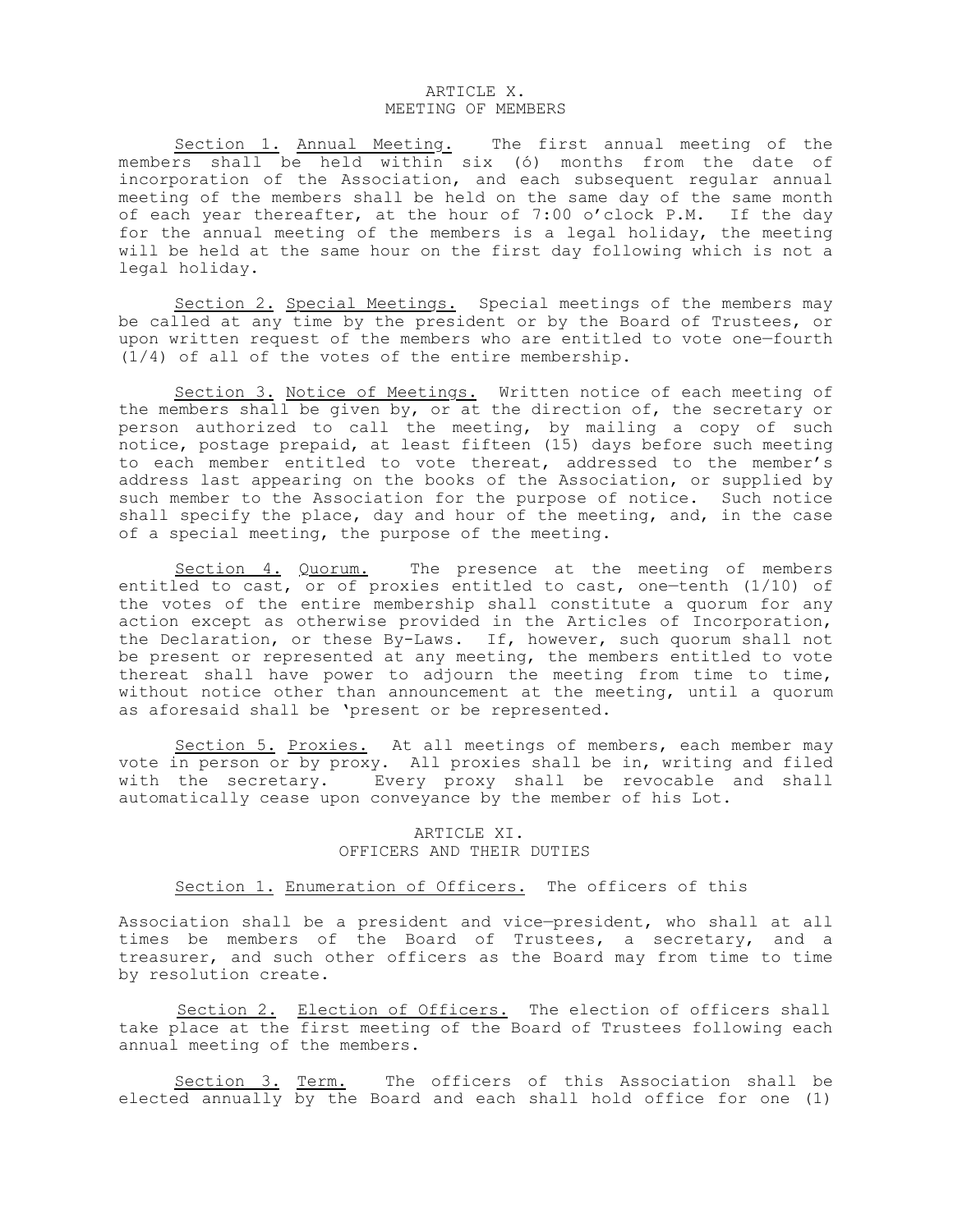# ARTICLE X.
## MEETING OF MEMBERS

Section 1. Annual Meeting. The first annual meeting of the members shall be held within six (6) months from the date of incorporation of the Association, and each subsequent regular annual meeting of the members shall be held on the same day of the same month of each year thereafter, at the hour of 7:00 o'clock P.M. If the day for the annual meeting of the members is a legal holiday, the meeting will be held at the same hour on the first day following which is not a legal holiday.

Section 2. Special Meetings. Special meetings of the members may be called at any time by the president or by the Board of Trustees, or upon written request of the members who are entitled to vote one—fourth (1/4) of all of the votes of the entire membership.

Section 3. Notice of Meetings. Written notice of each meeting of the members shall be given by, or at the direction of, the secretary or person authorized to call the meeting, by mailing a copy of such notice, postage prepaid, at least fifteen (15) days before such meeting to each member entitled to vote thereat, addressed to the member's address last appearing on the books of the Association, or supplied by such member to the Association for the purpose of notice. Such notice shall specify the place, day and hour of the meeting, and, in the case of a special meeting, the purpose of the meeting.

Section 4. Quorum. The presence at the meeting of members entitled to cast, or of proxies entitled to cast, one—tenth (1/10) of the votes of the entire membership shall constitute a quorum for any action except as otherwise provided in the Articles of Incorporation, the Declaration, or these By-Laws. If, however, such quorum shall not be present or represented at any meeting, the members entitled to vote thereat shall have power to adjourn the meeting from time to time, without notice other than announcement at the meeting, until a quorum as aforesaid shall be 'present or be represented.

Section 5. Proxies. At all meetings of members, each member may vote in person or by proxy. All proxies shall be in, writing and filed with the secretary. Every proxy shall be revocable and shall automatically cease upon conveyance by the member of his Lot.

# ARTICLE XI.
## OFFICERS AND THEIR DUTIES

Section 1. Enumeration of Officers. The officers of this Association shall be a president and vice—president, who shall at all times be members of the Board of Trustees, a secretary, and a treasurer, and such other officers as the Board may from time to time by resolution create.

Section 2. Election of Officers. The election of officers shall take place at the first meeting of the Board of Trustees following each annual meeting of the members.

Section 3. Term. The officers of this Association shall be elected annually by the Board and each shall hold office for one (1)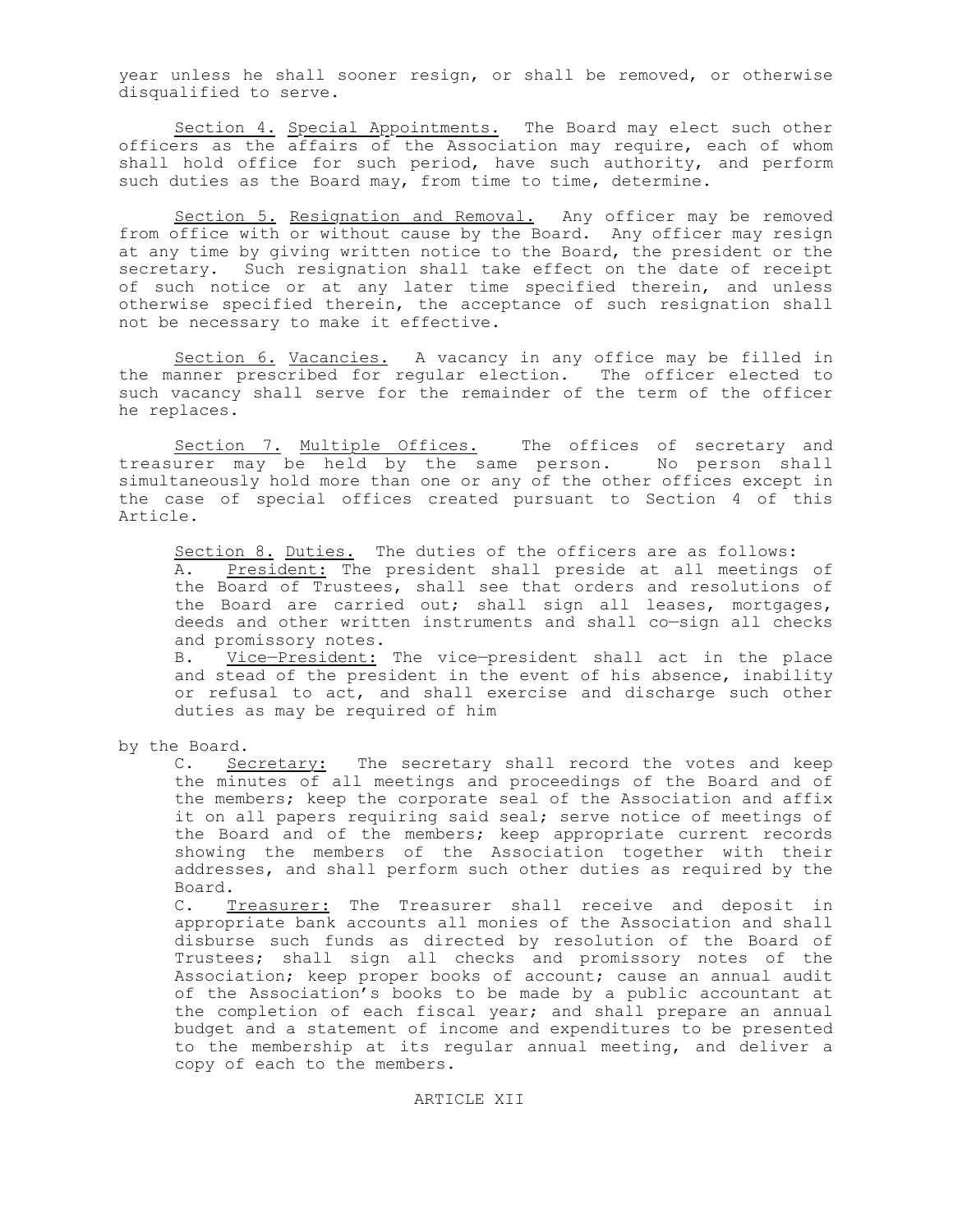year unless he shall sooner resign, or shall be removed, or otherwise disqualified to serve.

Section 4. Special Appointments. The Board may elect such other officers as the affairs of the Association may require, each of whom shall hold office for such period, have such authority, and perform such duties as the Board may, from time to time, determine.

Section 5. Resignation and Removal. Any officer may be removed from office with or without cause by the Board. Any officer may resign at any time by giving written notice to the Board, the president or the secretary. Such resignation shall take effect on the date of receipt of such notice or at any later time specified therein, and unless otherwise specified therein, the acceptance of such resignation shall not be necessary to make it effective.

Section 6. Vacancies. A vacancy in any office may be filled in the manner prescribed for regular election. The officer elected to such vacancy shall serve for the remainder of the term of the officer he replaces.

Section 7. Multiple Offices. The offices of secretary and treasurer may be held by the same person. No person shall simultaneously hold more than one or any of the other offices except in the case of special offices created pursuant to Section 4 of this Article.

Section 8. Duties. The duties of the officers are as follows:

A. President: The president shall preside at all meetings of the Board of Trustees, shall see that orders and resolutions of the Board are carried out; shall sign all leases, mortgages, deeds and other written instruments and shall co—sign all checks and promissory notes.

B. Vice—President: The vice—president shall act in the place and stead of the president in the event of his absence, inability or refusal to act, and shall exercise and discharge such other duties as may be required of him

by the Board.

C. Secretary: The secretary shall record the votes and keep the minutes of all meetings and proceedings of the Board and of the members; keep the corporate seal of the Association and affix it on all papers requiring said seal; serve notice of meetings of the Board and of the members; keep appropriate current records showing the members of the Association together with their addresses, and shall perform such other duties as required by the Board.

C. Treasurer: The Treasurer shall receive and deposit in appropriate bank accounts all monies of the Association and shall disburse such funds as directed by resolution of the Board of Trustees; shall sign all checks and promissory notes of the Association; keep proper books of account; cause an annual audit of the Association's books to be made by a public accountant at the completion of each fiscal year; and shall prepare an annual budget and a statement of income and expenditures to be presented to the membership at its regular annual meeting, and deliver a copy of each to the members.

ARTICLE XII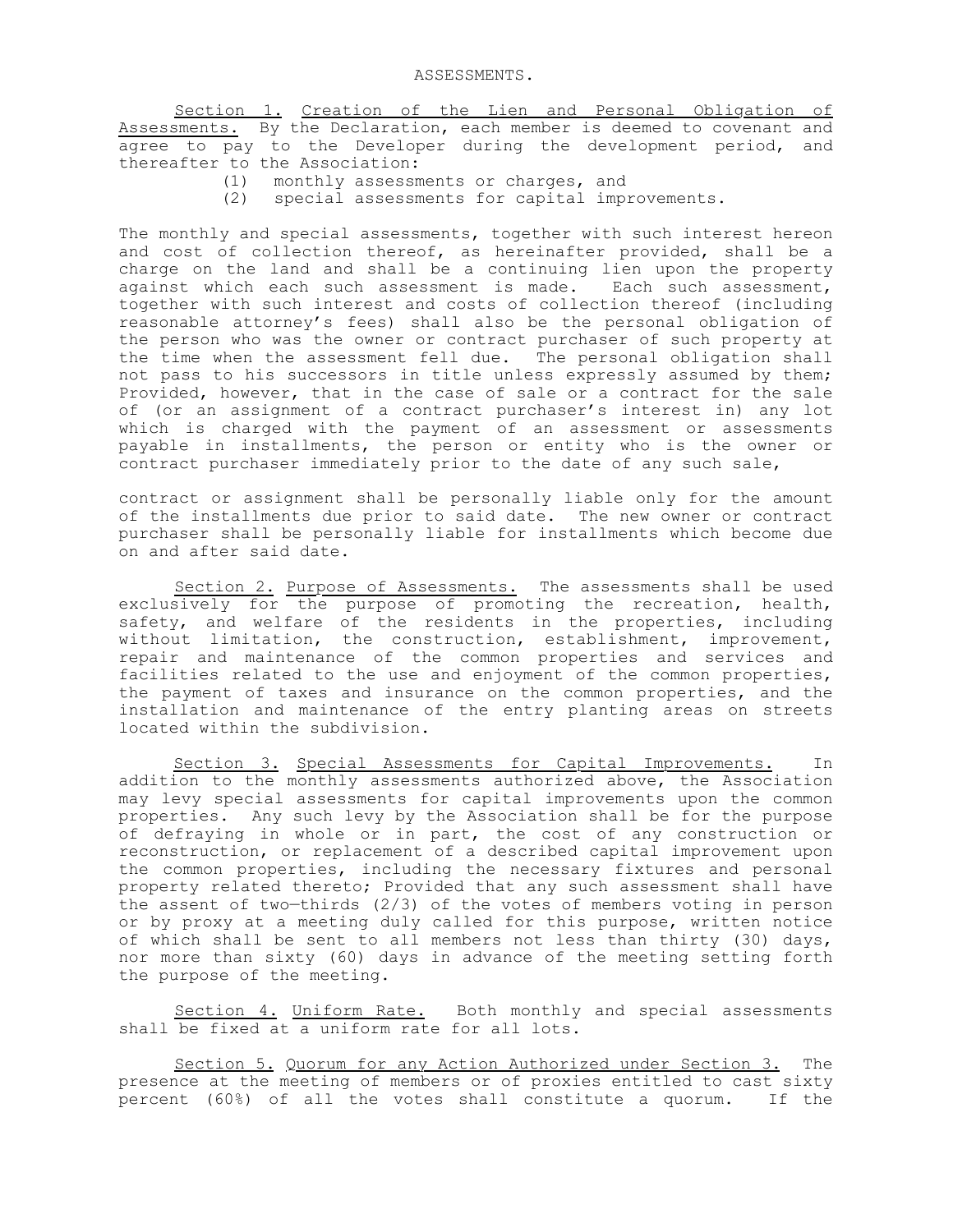ASSESSMENTS.

<u>Section 1.</u> <u>Creation of the Lien and Personal Obligation of Assessments.</u> By the Declaration, each member is deemed to covenant and agree to pay to the Developer during the development period, and thereafter to the Association:

(1) monthly assessments or charges, and
(2) special assessments for capital improvements.

The monthly and special assessments, together with such interest hereon and cost of collection thereof, as hereinafter provided, shall be a charge on the land and shall be a continuing lien upon the property against which each such assessment is made. Each such assessment, together with such interest and costs of collection thereof (including reasonable attorney's fees) shall also be the personal obligation of the person who was the owner or contract purchaser of such property at the time when the assessment fell due. The personal obligation shall not pass to his successors in title unless expressly assumed by them; Provided, however, that in the case of sale or a contract for the sale of (or an assignment of a contract purchaser's interest in) any lot which is charged with the payment of an assessment or assessments payable in installments, the person or entity who is the owner or contract purchaser immediately prior to the date of any such sale, contract or assignment shall be personally liable only for the amount of the installments due prior to said date. The new owner or contract purchaser shall be personally liable for installments which become due on and after said date.

<u>Section 2.</u> <u>Purpose of Assessments.</u> The assessments shall be used exclusively for the purpose of promoting the recreation, health, safety, and welfare of the residents in the properties, including without limitation, the construction, establishment, improvement, repair and maintenance of the common properties and services and facilities related to the use and enjoyment of the common properties, the payment of taxes and insurance on the common properties, and the installation and maintenance of the entry planting areas on streets located within the subdivision.

<u>Section 3.</u> <u>Special Assessments for Capital Improvements.</u> In addition to the monthly assessments authorized above, the Association may levy special assessments for capital improvements upon the common properties. Any such levy by the Association shall be for the purpose of defraying in whole or in part, the cost of any construction or reconstruction, or replacement of a described capital improvement upon the common properties, including the necessary fixtures and personal property related thereto; Provided that any such assessment shall have the assent of two—thirds (2/3) of the votes of members voting in person or by proxy at a meeting duly called for this purpose, written notice of which shall be sent to all members not less than thirty (30) days, nor more than sixty (60) days in advance of the meeting setting forth the purpose of the meeting.

<u>Section 4.</u> <u>Uniform Rate.</u> Both monthly and special assessments shall be fixed at a uniform rate for all lots.

<u>Section 5.</u> <u>Quorum for any Action Authorized under Section 3.</u> The presence at the meeting of members or of proxies entitled to cast sixty percent (60%) of all the votes shall constitute a quorum. If the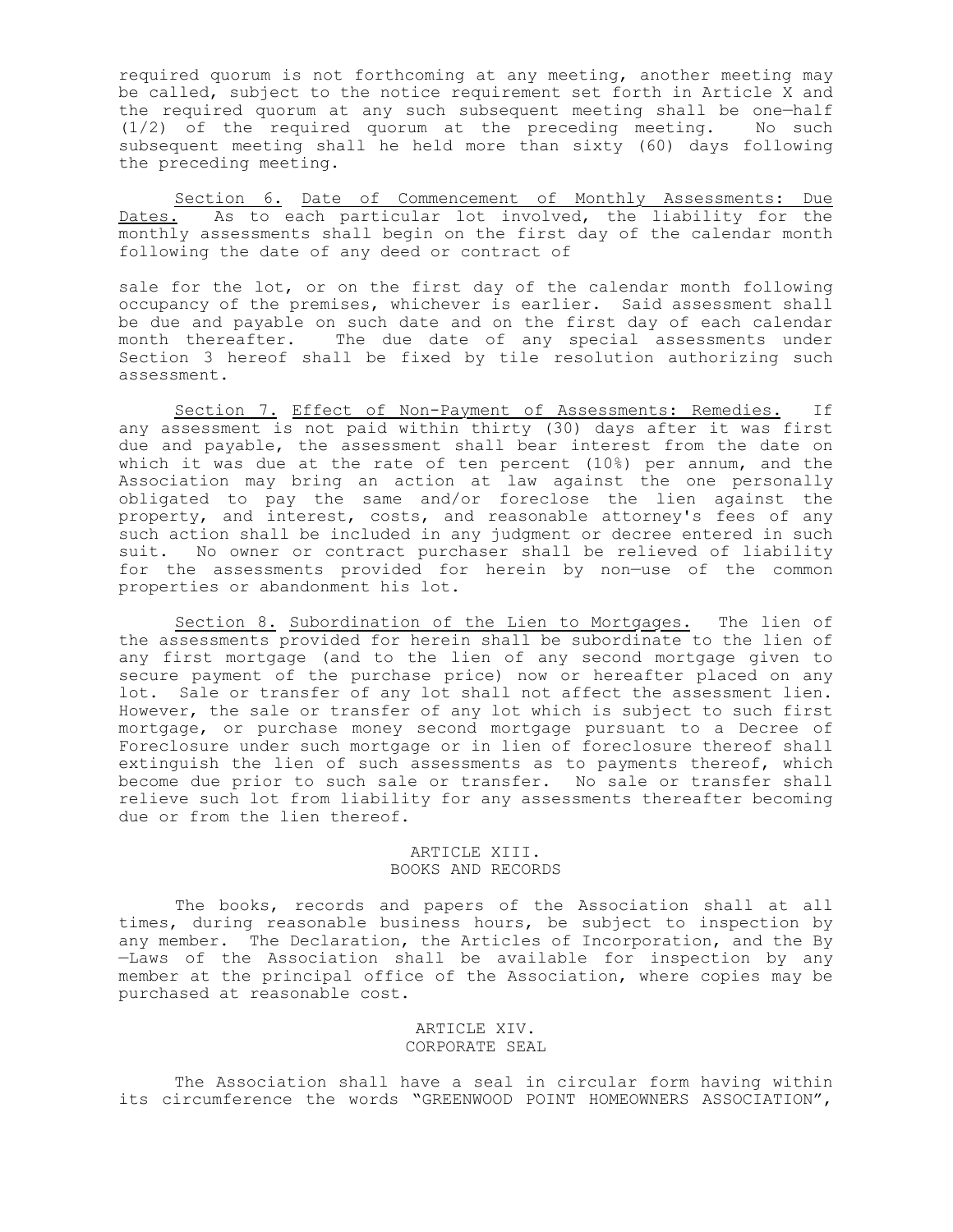required quorum is not forthcoming at any meeting, another meeting may be called, subject to the notice requirement set forth in Article X and the required quorum at any such subsequent meeting shall be one—half (1/2) of the required quorum at the preceding meeting. No such subsequent meeting shall he held more than sixty (60) days following the preceding meeting.

<u>Section 6. Date of Commencement of Monthly Assessments: Due Dates.</u> As to each particular lot involved, the liability for the monthly assessments shall begin on the first day of the calendar month following the date of any deed or contract of

sale for the lot, or on the first day of the calendar month following occupancy of the premises, whichever is earlier. Said assessment shall be due and payable on such date and on the first day of each calendar month thereafter. The due date of any special assessments under Section 3 hereof shall be fixed by tile resolution authorizing such assessment.

<u>Section 7. Effect of Non-Payment of Assessments: Remedies.</u> If any assessment is not paid within thirty (30) days after it was first due and payable, the assessment shall bear interest from the date on which it was due at the rate of ten percent (10%) per annum, and the Association may bring an action at law against the one personally obligated to pay the same and/or foreclose the lien against the property, and interest, costs, and reasonable attorney's fees of any such action shall be included in any judgment or decree entered in such suit. No owner or contract purchaser shall be relieved of liability for the assessments provided for herein by non—use of the common properties or abandonment his lot.

<u>Section 8. Subordination of the Lien to Mortgages.</u> The lien of the assessments provided for herein shall be subordinate to the lien of any first mortgage (and to the lien of any second mortgage given to secure payment of the purchase price) now or hereafter placed on any lot. Sale or transfer of any lot shall not affect the assessment lien. However, the sale or transfer of any lot which is subject to such first mortgage, or purchase money second mortgage pursuant to a Decree of Foreclosure under such mortgage or in lien of foreclosure thereof shall extinguish the lien of such assessments as to payments thereof, which become due prior to such sale or transfer. No sale or transfer shall relieve such lot from liability for any assessments thereafter becoming due or from the lien thereof.

## ARTICLE XIII.
## BOOKS AND RECORDS

The books, records and papers of the Association shall at all times, during reasonable business hours, be subject to inspection by any member. The Declaration, the Articles of Incorporation, and the By —Laws of the Association shall be available for inspection by any member at the principal office of the Association, where copies may be purchased at reasonable cost.

## ARTICLE XIV.
## CORPORATE SEAL

The Association shall have a seal in circular form having within its circumference the words "GREENWOOD POINT HOMEOWNERS ASSOCIATION",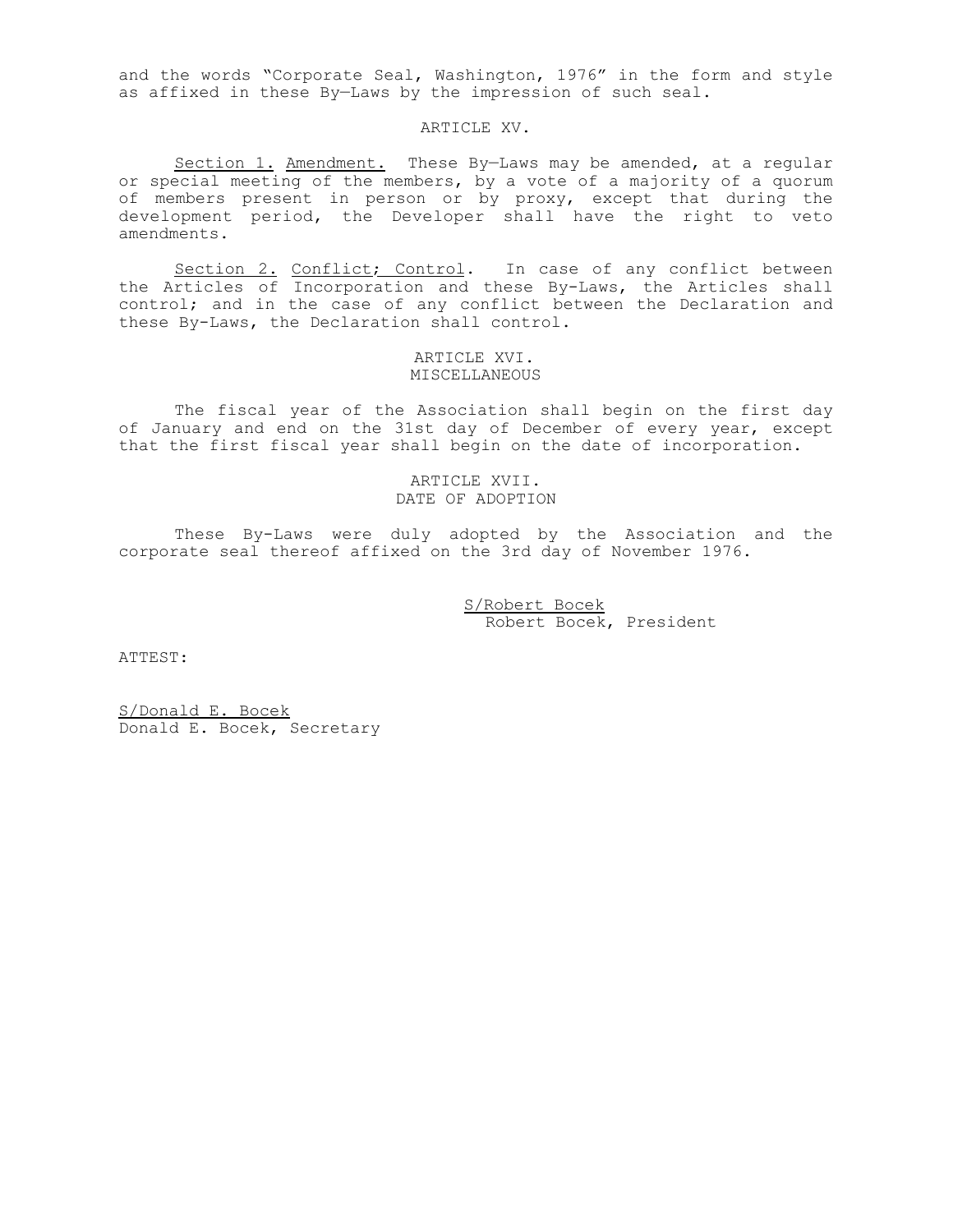and the words "Corporate Seal, Washington, 1976" in the form and style as affixed in these By—Laws by the impression of such seal.

ARTICLE XV.

Section 1. Amendment. These By—Laws may be amended, at a regular or special meeting of the members, by a vote of a majority of a quorum of members present in person or by proxy, except that during the development period, the Developer shall have the right to veto amendments.

Section 2. Conflict; Control. In case of any conflict between the Articles of Incorporation and these By-Laws, the Articles shall control; and in the case of any conflict between the Declaration and these By-Laws, the Declaration shall control.

ARTICLE XVI.
MISCELLANEOUS

The fiscal year of the Association shall begin on the first day of January and end on the 31st day of December of every year, except that the first fiscal year shall begin on the date of incorporation.

ARTICLE XVII.
DATE OF ADOPTION

These By-Laws were duly adopted by the Association and the corporate seal thereof affixed on the 3rd day of November 1976.

S/Robert Bocek
Robert Bocek, President

ATTEST:

S/Donald E. Bocek
Donald E. Bocek, Secretary